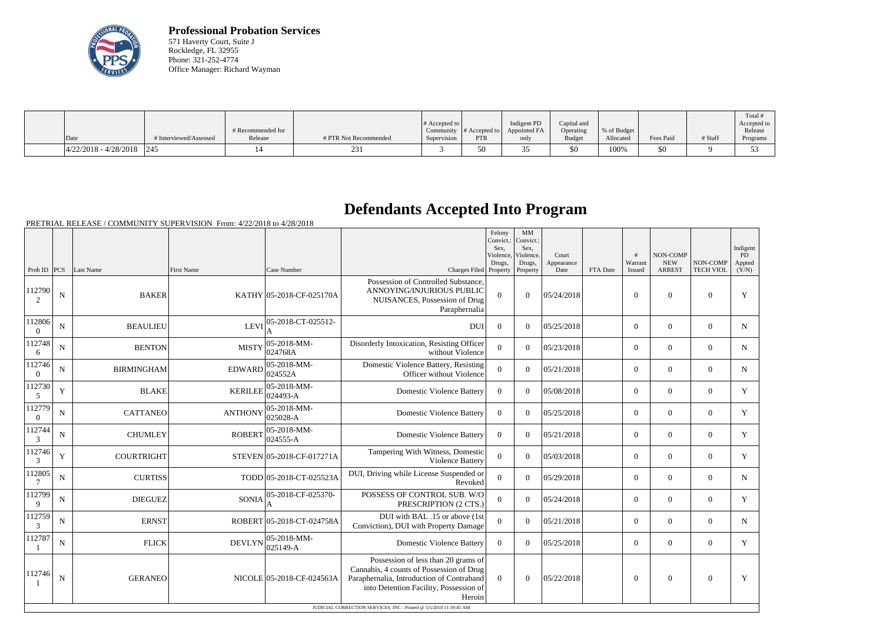**Professional Probation Services**
571 Haverty Court, Suite J
Rockledge, FL 32955
Phone: 321-252-4774
Office Manager: Richard Wayman

| Date | # Interviewed/Assessed | # Recommended for Release | # PTR Not Recommended | # Accepted to Community Supervision | # Accepted to PTR | Indigent PD Appointed FA only | Capital and Operating Budget | % of Budget Allocated | Fees Paid | # Staff | Total # Accepted to Release Programs |
|---|---|---|---|---|---|---|---|---|---|---|---|
| 4/22/2018 - 4/28/2018 | 245 | 14 | 231 | 3 | 50 | 35 | $0 | 100% | $0 | 9 | 53 |

# Defendants Accepted Into Program

PRETRIAL RELEASE / COMMUNITY SUPERVISION From: 4/22/2018 to 4/28/2018

| Prob ID | PCS | Last Name | First Name | Case Number | Charges Filed | Felony Convict.: Sex, Violence, Drugs, Property | MM Convict.: Sex, Violence, Drugs, Property | Court Appearance Date | FTA Date | # Warrant Issued | NON-COMP NEW ARREST | NON-COMP TECH VIOL | Indigent PD Appted (Y/N) |
|---|---|---|---|---|---|---|---|---|---|---|---|---|---|
| 1127902 | N | BAKER | KATHY | 05-2018-CF-025170A | Possession of Controlled Substance, ANNOYING/INJURIOUS PUBLIC NUISANCES, Possession of Drug Paraphernalia | 0 | 0 | 05/24/2018 | | 0 | 0 | 0 | Y |
| 1128060 | N | BEAULIEU | LEVI | 05-2018-CT-025512-A | DUI | 0 | 0 | 05/25/2018 | | 0 | 0 | 0 | N |
| 1127486 | N | BENTON | MISTY | 05-2018-MM-024768A | Disorderly Intoxication, Resisting Officer without Violence | 0 | 0 | 05/23/2018 | | 0 | 0 | 0 | N |
| 1127460 | N | BIRMINGHAM | EDWARD | 05-2018-MM-024552A | Domestic Violence Battery, Resisting Officer without Violence | 0 | 0 | 05/21/2018 | | 0 | 0 | 0 | N |
| 1127305 | Y | BLAKE | KERILEE | 05-2018-MM-024493-A | Domestic Violence Battery | 0 | 0 | 05/08/2018 | | 0 | 0 | 0 | Y |
| 1127790 | N | CATTANEO | ANTHONY | 05-2018-MM-025028-A | Domestic Violence Battery | 0 | 0 | 05/25/2018 | | 0 | 0 | 0 | Y |
| 1127443 | N | CHUMLEY | ROBERT | 05-2018-MM-024555-A | Domestic Violence Battery | 0 | 0 | 05/21/2018 | | 0 | 0 | 0 | Y |
| 1127463 | Y | COURTRIGHT | STEVEN | 05-2018-CF-017271A | Tampering With Witness, Domestic Violence Battery | 0 | 0 | 05/03/2018 | | 0 | 0 | 0 | Y |
| 1128057 | N | CURTISS | TODD | 05-2018-CT-025523A | DUI, Driving while License Suspended or Revoked | 0 | 0 | 05/29/2018 | | 0 | 0 | 0 | N |
| 1127999 | N | DIEGUEZ | SONIA | 05-2018-CF-025370-A | POSSESS OF CONTROL SUB. W/O PRESCRIPTION (2 CTS.) | 0 | 0 | 05/24/2018 | | 0 | 0 | 0 | Y |
| 1127593 | N | ERNST | ROBERT | 05-2018-CT-024758A | DUI with BAL .15 or above (1st Conviction), DUI with Property Damage | 0 | 0 | 05/21/2018 | | 0 | 0 | 0 | N |
| 1127871 | N | FLICK | DEVLYN | 05-2018-MM-025149-A | Domestic Violence Battery | 0 | 0 | 05/25/2018 | | 0 | 0 | 0 | Y |
| 1127461 | N | GERANEO | NICOLE | 05-2018-CF-024563A | Possession of less than 20 grams of Cannabis, 4 counts of Possession of Drug Paraphernalia, Introduction of Contraband into Detention Facility, Possession of Heroin | 0 | 0 | 05/22/2018 | | 0 | 0 | 0 | Y |

JUDICIAL CORRECTION SERVICES, INC - Printed @ 5/5/2018 11:39:45 AM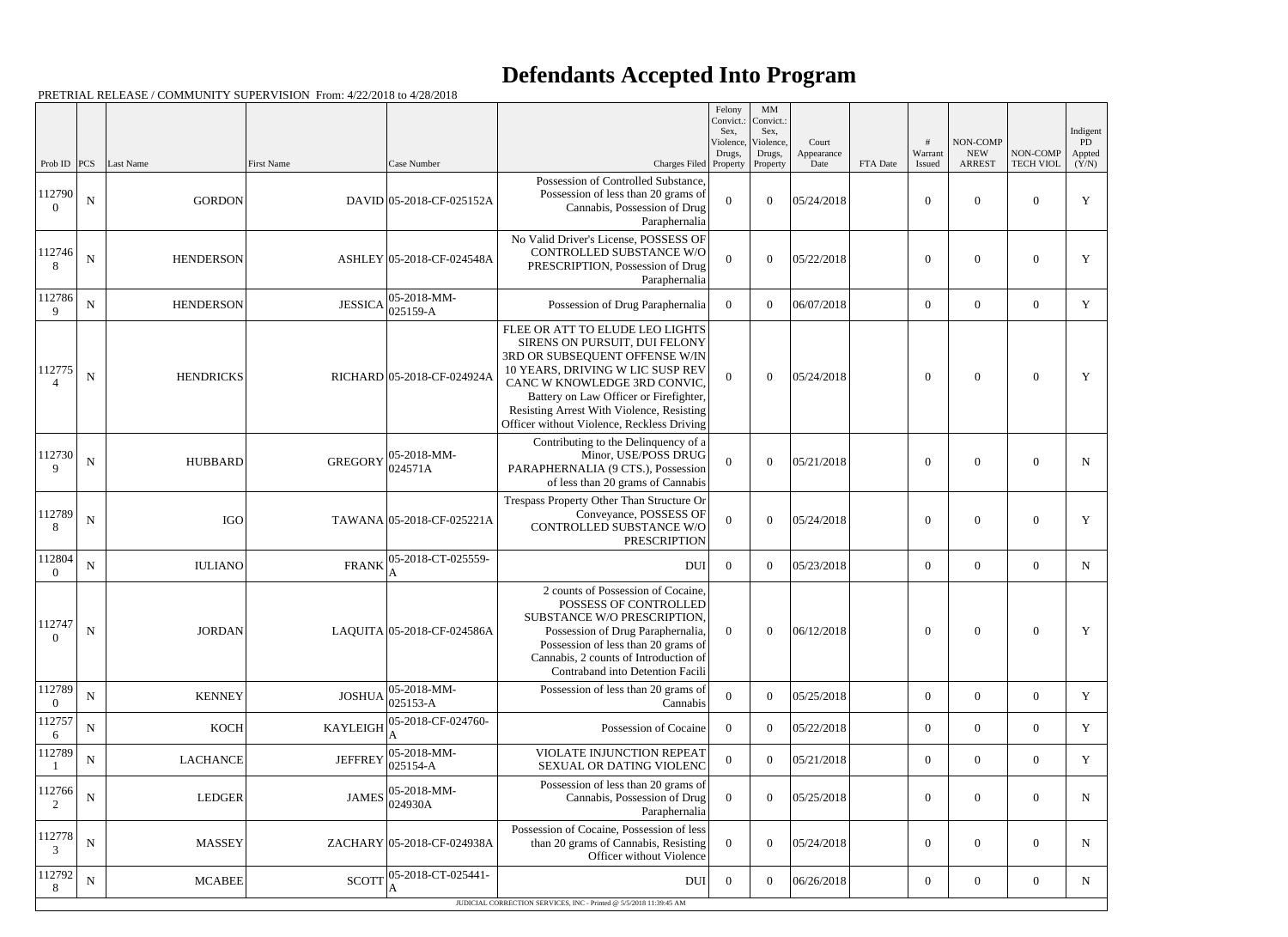# Defendants Accepted Into Program

PRETRIAL RELEASE / COMMUNITY SUPERVISION From: 4/22/2018 to 4/28/2018

| Prob ID | PCS | Last Name | First Name | Case Number | Charges Filed | Felony Convict.: Sex, Violence, Drugs, Property | MM Convict.: Sex, Violence, Drugs, Property | Court Appearance Date | FTA Date | # Warrant Issued | NON-COMP NEW ARREST | NON-COMP TECH VIOL | Indigent PD Appted (Y/N) |
|---|---|---|---|---|---|---|---|---|---|---|---|---|---|
| 1127900 | N | GORDON | DAVID | 05-2018-CF-025152A | Possession of Controlled Substance, Possession of less than 20 grams of Cannabis, Possession of Drug Paraphernalia | 0 | 0 | 05/24/2018 | | 0 | 0 | 0 | Y |
| 1127468 | N | HENDERSON | ASHLEY | 05-2018-CF-024548A | No Valid Driver's License, POSSESS OF CONTROLLED SUBSTANCE W/O PRESCRIPTION, Possession of Drug Paraphernalia | 0 | 0 | 05/22/2018 | | 0 | 0 | 0 | Y |
| 1127869 | N | HENDERSON | JESSICA | 05-2018-MM-025159-A | Possession of Drug Paraphernalia | 0 | 0 | 06/07/2018 | | 0 | 0 | 0 | Y |
| 1127754 | N | HENDRICKS | RICHARD | 05-2018-CF-024924A | FLEE OR ATT TO ELUDE LEO LIGHTS SIRENS ON PURSUIT, DUI FELONY 3RD OR SUBSEQUENT OFFENSE W/IN 10 YEARS, DRIVING W LIC SUSP REV CANC W KNOWLEDGE 3RD CONVIC, Battery on Law Officer or Firefighter, Resisting Arrest With Violence, Resisting Officer without Violence, Reckless Driving | 0 | 0 | 05/24/2018 | | 0 | 0 | 0 | Y |
| 1127309 | N | HUBBARD | GREGORY | 05-2018-MM-024571A | Contributing to the Delinquency of a Minor, USE/POSS DRUG PARAPHERNALIA (9 CTS.), Possession of less than 20 grams of Cannabis | 0 | 0 | 05/21/2018 | | 0 | 0 | 0 | N |
| 1127898 | N | IGO | TAWANA | 05-2018-CF-025221A | Trespass Property Other Than Structure Or Conveyance, POSSESS OF CONTROLLED SUBSTANCE W/O PRESCRIPTION | 0 | 0 | 05/24/2018 | | 0 | 0 | 0 | Y |
| 1128040 | N | IULIANO | FRANK | 05-2018-CT-025559-A | DUI | 0 | 0 | 05/23/2018 | | 0 | 0 | 0 | N |
| 1127470 | N | JORDAN | LAQUITA | 05-2018-CF-024586A | 2 counts of Possession of Cocaine, POSSESS OF CONTROLLED SUBSTANCE W/O PRESCRIPTION, Possession of Drug Paraphernalia, Possession of less than 20 grams of Cannabis, 2 counts of Introduction of Contraband into Detention Facili | 0 | 0 | 06/12/2018 | | 0 | 0 | 0 | Y |
| 1127890 | N | KENNEY | JOSHUA | 05-2018-MM-025153-A | Possession of less than 20 grams of Cannabis | 0 | 0 | 05/25/2018 | | 0 | 0 | 0 | Y |
| 1127576 | N | KOCH | KAYLEIGH | 05-2018-CF-024760-A | Possession of Cocaine | 0 | 0 | 05/22/2018 | | 0 | 0 | 0 | Y |
| 1127891 | N | LACHANCE | JEFFREY | 05-2018-MM-025154-A | VIOLATE INJUNCTION REPEAT SEXUAL OR DATING VIOLENC | 0 | 0 | 05/21/2018 | | 0 | 0 | 0 | Y |
| 1127662 | N | LEDGER | JAMES | 05-2018-MM-024930A | Possession of less than 20 grams of Cannabis, Possession of Drug Paraphernalia | 0 | 0 | 05/25/2018 | | 0 | 0 | 0 | N |
| 1127783 | N | MASSEY | ZACHARY | 05-2018-CF-024938A | Possession of Cocaine, Possession of less than 20 grams of Cannabis, Resisting Officer without Violence | 0 | 0 | 05/24/2018 | | 0 | 0 | 0 | N |
| 1127928 | N | MCABEE | SCOTT | 05-2018-CT-025441-A | DUI | 0 | 0 | 06/26/2018 | | 0 | 0 | 0 | N |

JUDICIAL CORRECTION SERVICES, INC - Printed @ 5/5/2018 11:39:45 AM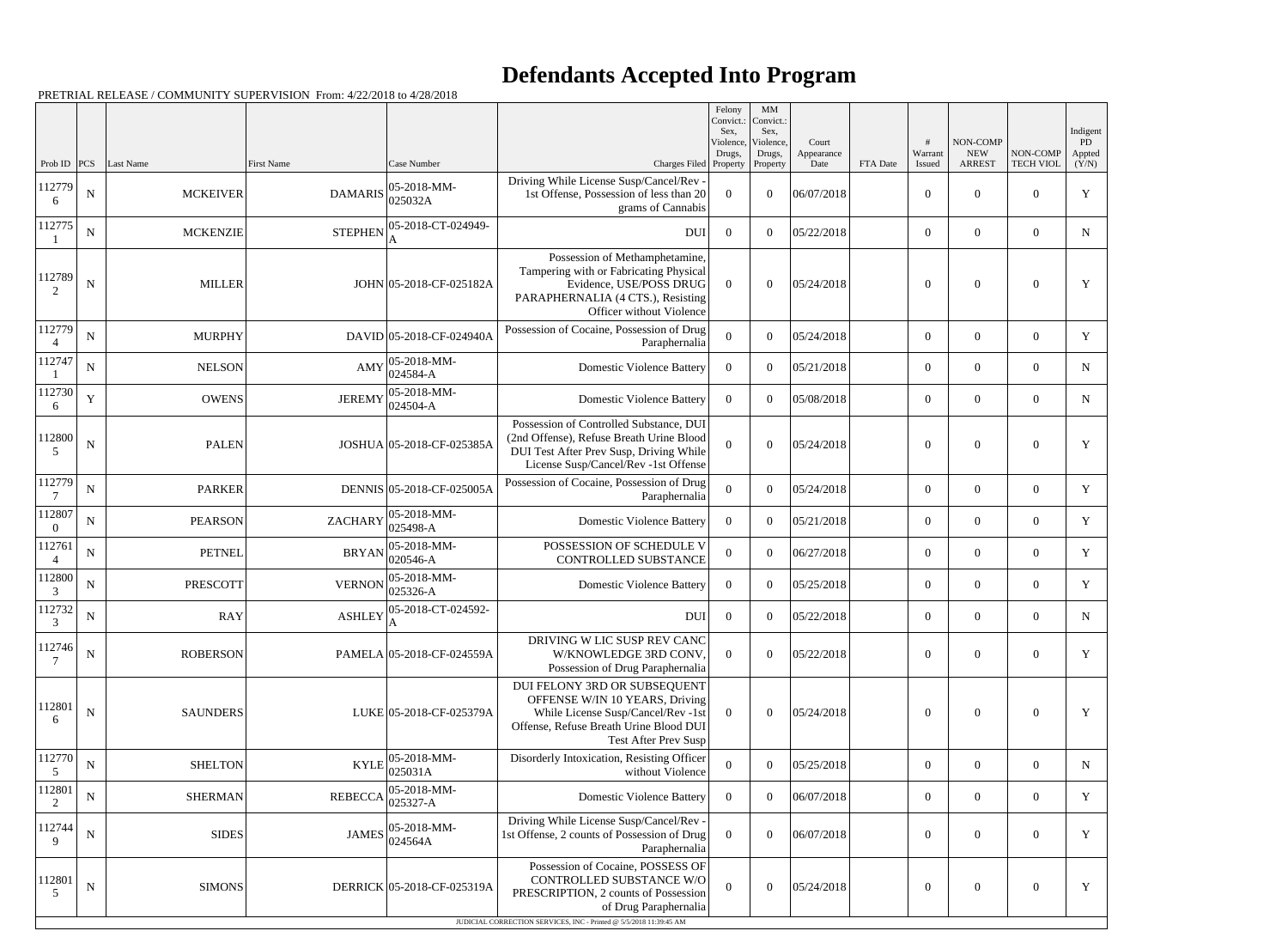# Defendants Accepted Into Program

PRETRIAL RELEASE / COMMUNITY SUPERVISION From: 4/22/2018 to 4/28/2018

| Prob ID | PCS | Last Name | First Name | Case Number | Charges Filed | Felony Convict.: Sex, Violence, Drugs, Property | MM Convict.: Sex, Violence, Drugs, Property | Court Appearance Date | FTA Date | # Warrant Issued | NON-COMP NEW ARREST | NON-COMP TECH VIOL | Indigent PD Appted (Y/N) |
|---|---|---|---|---|---|---|---|---|---|---|---|---|---|
| 1127796 | N | MCKEIVER | DAMARIS | 05-2018-MM-025032A | Driving While License Susp/Cancel/Rev - 1st Offense, Possession of less than 20 grams of Cannabis | 0 | 0 | 06/07/2018 | | 0 | 0 | 0 | Y |
| 1127751 | N | MCKENZIE | STEPHEN | 05-2018-CT-024949-A | DUI | 0 | 0 | 05/22/2018 | | 0 | 0 | 0 | N |
| 1127892 | N | MILLER | JOHN | 05-2018-CF-025182A | Possession of Methamphetamine, Tampering with or Fabricating Physical Evidence, USE/POSS DRUG PARAPHERNALIA (4 CTS.), Resisting Officer without Violence | 0 | 0 | 05/24/2018 | | 0 | 0 | 0 | Y |
| 1127794 | N | MURPHY | DAVID | 05-2018-CF-024940A | Possession of Cocaine, Possession of Drug Paraphernalia | 0 | 0 | 05/24/2018 | | 0 | 0 | 0 | Y |
| 1127471 | N | NELSON | AMY | 05-2018-MM-024584-A | Domestic Violence Battery | 0 | 0 | 05/21/2018 | | 0 | 0 | 0 | N |
| 1127306 | Y | OWENS | JEREMY | 05-2018-MM-024504-A | Domestic Violence Battery | 0 | 0 | 05/08/2018 | | 0 | 0 | 0 | N |
| 1128005 | N | PALEN | JOSHUA | 05-2018-CF-025385A | Possession of Controlled Substance, DUI (2nd Offense), Refuse Breath Urine Blood DUI Test After Prev Susp, Driving While License Susp/Cancel/Rev -1st Offense | 0 | 0 | 05/24/2018 | | 0 | 0 | 0 | Y |
| 1127797 | N | PARKER | DENNIS | 05-2018-CF-025005A | Possession of Cocaine, Possession of Drug Paraphernalia | 0 | 0 | 05/24/2018 | | 0 | 0 | 0 | Y |
| 1128070 | N | PEARSON | ZACHARY | 05-2018-MM-025498-A | Domestic Violence Battery | 0 | 0 | 05/21/2018 | | 0 | 0 | 0 | Y |
| 1127614 | N | PETNEL | BRYAN | 05-2018-MM-020546-A | POSSESSION OF SCHEDULE V CONTROLLED SUBSTANCE | 0 | 0 | 06/27/2018 | | 0 | 0 | 0 | Y |
| 1128003 | N | PRESCOTT | VERNON | 05-2018-MM-025326-A | Domestic Violence Battery | 0 | 0 | 05/25/2018 | | 0 | 0 | 0 | Y |
| 1127323 | N | RAY | ASHLEY | 05-2018-CT-024592-A | DUI | 0 | 0 | 05/22/2018 | | 0 | 0 | 0 | N |
| 1127467 | N | ROBERSON | PAMELA | 05-2018-CF-024559A | DRIVING W LIC SUSP REV CANC W/KNOWLEDGE 3RD CONV, Possession of Drug Paraphernalia | 0 | 0 | 05/22/2018 | | 0 | 0 | 0 | Y |
| 1128016 | N | SAUNDERS | LUKE | 05-2018-CF-025379A | DUI FELONY 3RD OR SUBSEQUENT OFFENSE W/IN 10 YEARS, Driving While License Susp/Cancel/Rev -1st Offense, Refuse Breath Urine Blood DUI Test After Prev Susp | 0 | 0 | 05/24/2018 | | 0 | 0 | 0 | Y |
| 1127705 | N | SHELTON | KYLE | 05-2018-MM-025031A | Disorderly Intoxication, Resisting Officer without Violence | 0 | 0 | 05/25/2018 | | 0 | 0 | 0 | N |
| 1128012 | N | SHERMAN | REBECCA | 05-2018-MM-025327-A | Domestic Violence Battery | 0 | 0 | 06/07/2018 | | 0 | 0 | 0 | Y |
| 1127449 | N | SIDES | JAMES | 05-2018-MM-024564A | Driving While License Susp/Cancel/Rev - 1st Offense, 2 counts of Possession of Drug Paraphernalia | 0 | 0 | 06/07/2018 | | 0 | 0 | 0 | Y |
| 1128015 | N | SIMONS | DERRICK | 05-2018-CF-025319A | Possession of Cocaine, POSSESS OF CONTROLLED SUBSTANCE W/O PRESCRIPTION, 2 counts of Possession of Drug Paraphernalia | 0 | 0 | 05/24/2018 | | 0 | 0 | 0 | Y |

JUDICIAL CORRECTION SERVICES, INC - Printed @ 5/5/2018 11:39:45 AM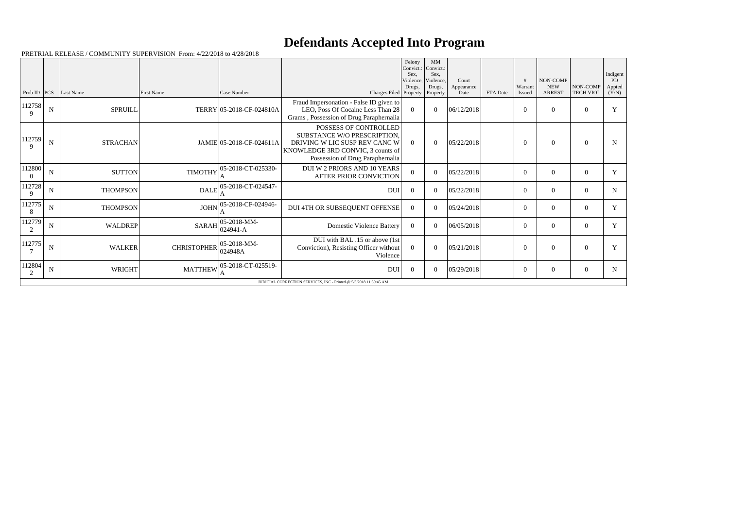# Defendants Accepted Into Program

PRETRIAL RELEASE / COMMUNITY SUPERVISION From: 4/22/2018 to 4/28/2018

| Prob ID | PCS | Last Name | First Name | Case Number | Charges Filed | Felony Convict.: Sex, Violence, Drugs, Property | MM Convict.: Sex, Violence, Drugs, Property | Court Appearance Date | FTA Date | # Warrant Issued | NON-COMP NEW ARREST | NON-COMP TECH VIOL | Indigent PD Appted (Y/N) |
|---|---|---|---|---|---|---|---|---|---|---|---|---|---|
| 1127589 | N | SPRUILL | TERRY | 05-2018-CF-024810A | Fraud Impersonation - False ID given to LEO, Poss Of Cocaine Less Than 28 Grams , Possession of Drug Paraphernalia | 0 | 0 | 06/12/2018 | | 0 | 0 | 0 | Y |
| 1127599 | N | STRACHAN | JAMIE | 05-2018-CF-024611A | POSSESS OF CONTROLLED SUBSTANCE W/O PRESCRIPTION, DRIVING W LIC SUSP REV CANC W KNOWLEDGE 3RD CONVIC, 3 counts of Possession of Drug Paraphernalia | 0 | 0 | 05/22/2018 | | 0 | 0 | 0 | N |
| 1128000 | N | SUTTON | TIMOTHY | 05-2018-CT-025330-A | DUI W 2 PRIORS AND 10 YEARS AFTER PRIOR CONVICTION | 0 | 0 | 05/22/2018 | | 0 | 0 | 0 | Y |
| 1127289 | N | THOMPSON | DALE | 05-2018-CT-024547-A | DUI | 0 | 0 | 05/22/2018 | | 0 | 0 | 0 | N |
| 1127758 | N | THOMPSON | JOHN | 05-2018-CF-024946-A | DUI 4TH OR SUBSEQUENT OFFENSE | 0 | 0 | 05/24/2018 | | 0 | 0 | 0 | Y |
| 1127792 | N | WALDREP | SARAH | 05-2018-MM-024941-A | Domestic Violence Battery | 0 | 0 | 06/05/2018 | | 0 | 0 | 0 | Y |
| 1127757 | N | WALKER | CHRISTOPHER | 05-2018-MM-024948A | DUI with BAL .15 or above (1st Conviction), Resisting Officer without Violence | 0 | 0 | 05/21/2018 | | 0 | 0 | 0 | Y |
| 1128042 | N | WRIGHT | MATTHEW | 05-2018-CT-025519-A | DUI | 0 | 0 | 05/29/2018 | | 0 | 0 | 0 | N |

JUDICIAL CORRECTION SERVICES, INC - Printed @ 5/5/2018 11:39:45 AM